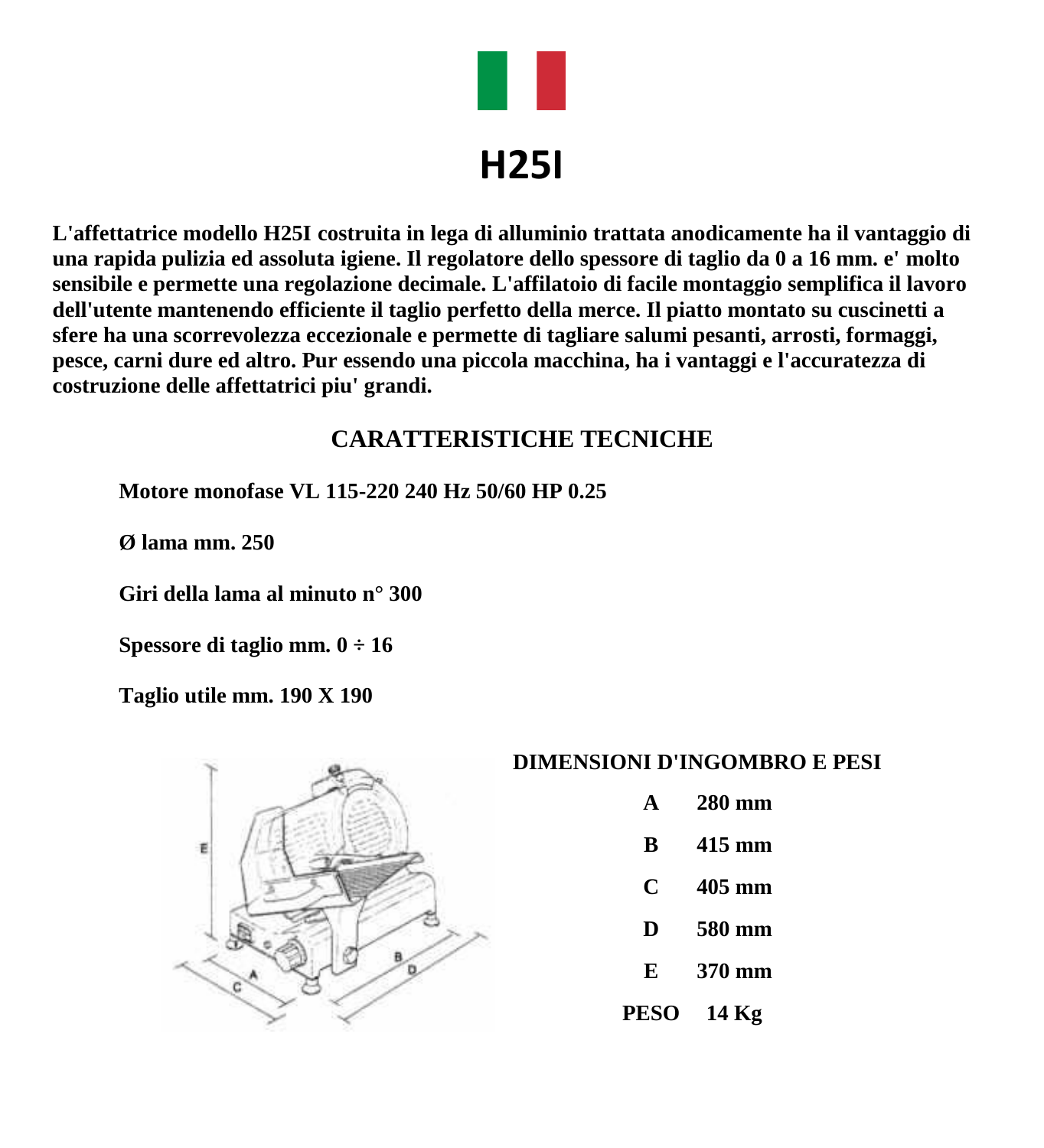# H25I

**L'affettatrice modello H25I costruita in lega di alluminio trattata anodicamente ha il vantaggio di una rapida pulizia ed assoluta igiene. Il regolatore dello spessore di taglio da 0 a 16 mm. e' molto sensibile e permette una regolazione decimale. L'affilatoio di facile montaggio semplifica il lavoro dell'utente mantenendo efficiente il taglio perfetto della merce. Il piatto montato su cuscinetti a sfere ha una scorrevolezza eccezionale e permette di tagliare salumi pesanti, arrosti, formaggi, pesce, carni dure ed altro. Pur essendo una piccola macchina, ha i vantaggi e l'accuratezza di costruzione delle affettatrici piu' grandi.**

## CARATTERISTICHE TECNICHE

**Motore monofase VL 115-220 240 Hz 50/60 HP 0.25**

**Ø lama mm. 250**

**Giri della lama al minuto n° 300**

**Spessore di taglio mm. 0 ÷ 16**

**Taglio utile mm. 190 X 190**

### DIMENSIONI D'INGOMBRO E PESI

| | |
|---|---|
| A | 280 mm |
| B | 415 mm |
| C | 405 mm |
| D | 580 mm |
| E | 370 mm |
| PESO | 14 Kg |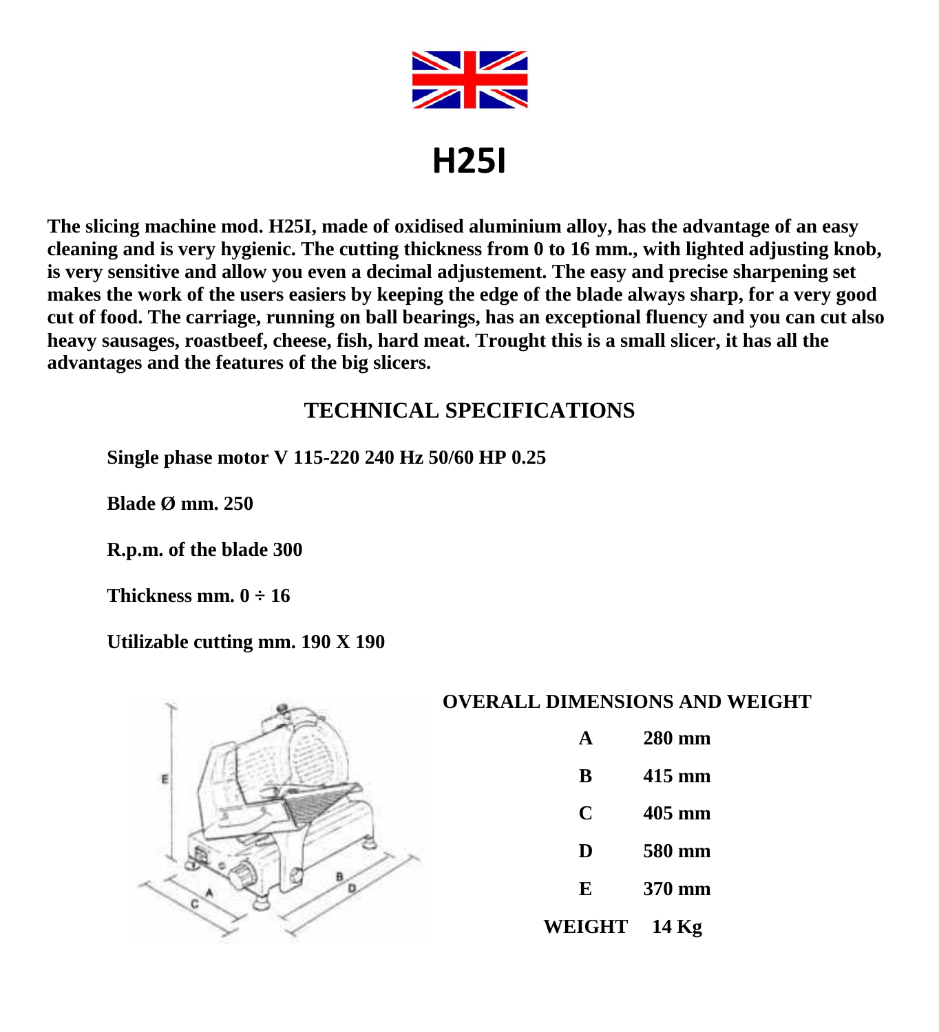# H25I

**The slicing machine mod. H25I, made of oxidised aluminium alloy, has the advantage of an easy cleaning and is very hygienic. The cutting thickness from 0 to 16 mm., with lighted adjusting knob, is very sensitive and allow you even a decimal adjustement. The easy and precise sharpening set makes the work of the users easiers by keeping the edge of the blade always sharp, for a very good cut of food. The carriage, running on ball bearings, has an exceptional fluency and you can cut also heavy sausages, roastbeef, cheese, fish, hard meat. Trought this is a small slicer, it has all the advantages and the features of the big slicers.**

## TECHNICAL SPECIFICATIONS

**Single phase motor V 115-220 240 Hz 50/60 HP 0.25**

**Blade Ø mm. 250**

**R.p.m. of the blade 300**

**Thickness mm. 0 ÷ 16**

**Utilizable cutting mm. 190 X 190**

## OVERALL DIMENSIONS AND WEIGHT

| | |
|---|---|
| A | 280 mm |
| B | 415 mm |
| C | 405 mm |
| D | 580 mm |
| E | 370 mm |
| WEIGHT | 14 Kg |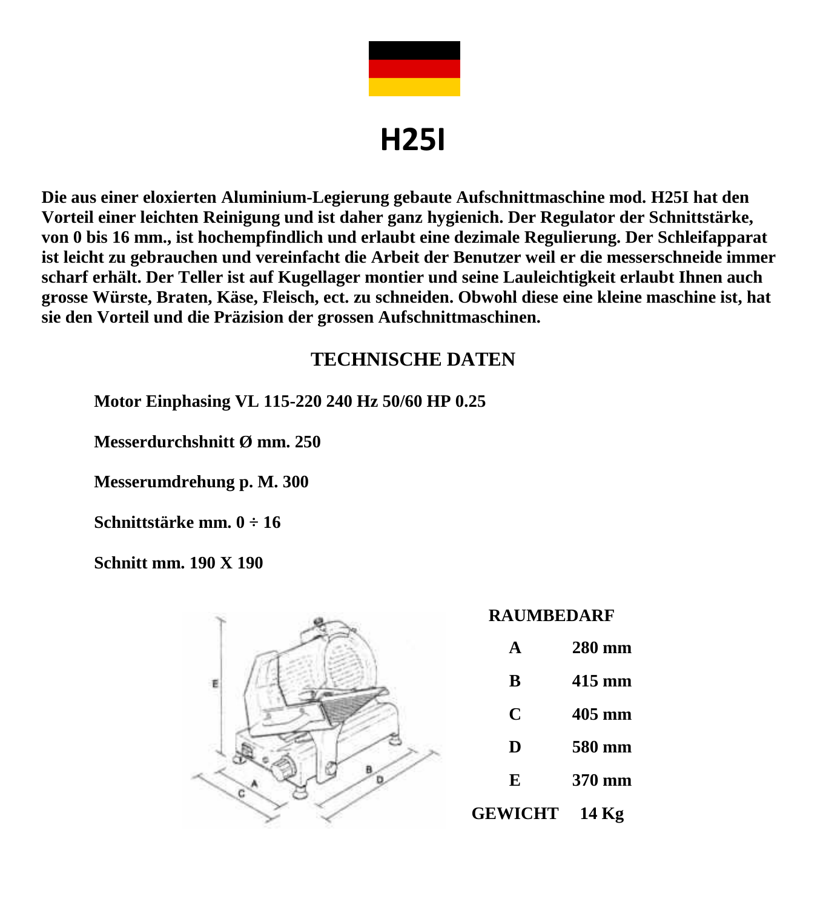# H25I

**Die aus einer eloxierten Aluminium-Legierung gebaute Aufschnittmaschine mod. H25I hat den Vorteil einer leichten Reinigung und ist daher ganz hygienich. Der Regulator der Schnittstärke, von 0 bis 16 mm., ist hochempfindlich und erlaubt eine dezimale Regulierung. Der Schleifapparat ist leicht zu gebrauchen und vereinfacht die Arbeit der Benutzer weil er die messerschneide immer scharf erhält. Der Teller ist auf Kugellager montier und seine Lauleichtigkeit erlaubt Ihnen auch grosse Würste, Braten, Käse, Fleisch, ect. zu schneiden. Obwohl diese eine kleine maschine ist, hat sie den Vorteil und die Präzision der grossen Aufschnittmaschinen.**

## TECHNISCHE DATEN

**Motor Einphasing VL 115-220 240 Hz 50/60 HP 0.25**

**Messerdurchshnitt Ø mm. 250**

**Messerumdrehung p. M. 300**

**Schnittstärke mm. 0 ÷ 16**

**Schnitt mm. 190 X 190**

E

A

C

B

D

**RAUMBEDARF**

| | |
|---|---|
| A | 280 mm |
| B | 415 mm |
| C | 405 mm |
| D | 580 mm |
| E | 370 mm |
| GEWICHT | 14 Kg |